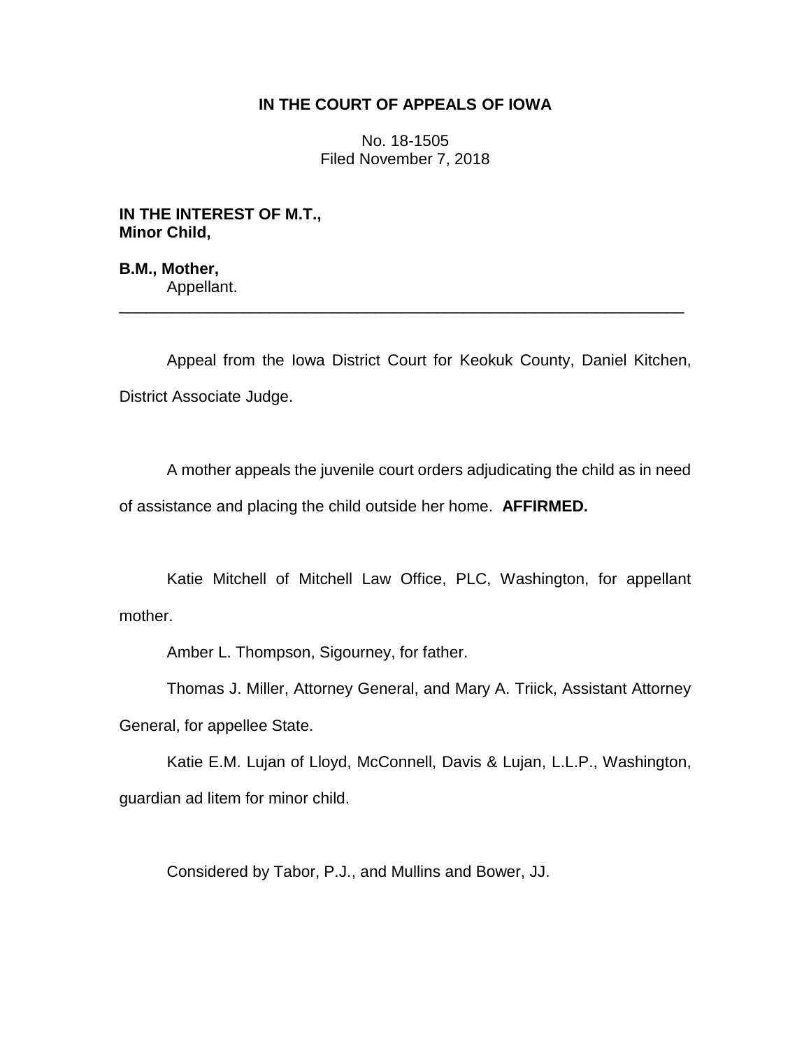**IN THE COURT OF APPEALS OF IOWA**

No. 18-1505
Filed November 7, 2018

**IN THE INTEREST OF M.T.,**
**Minor Child,**

**B.M., Mother,**
Appellant.

---

Appeal from the Iowa District Court for Keokuk County, Daniel Kitchen, District Associate Judge.

A mother appeals the juvenile court orders adjudicating the child as in need of assistance and placing the child outside her home. **AFFIRMED.**

Katie Mitchell of Mitchell Law Office, PLC, Washington, for appellant mother.

Amber L. Thompson, Sigourney, for father.

Thomas J. Miller, Attorney General, and Mary A. Triick, Assistant Attorney General, for appellee State.

Katie E.M. Lujan of Lloyd, McConnell, Davis & Lujan, L.L.P., Washington, guardian ad litem for minor child.

Considered by Tabor, P.J., and Mullins and Bower, JJ.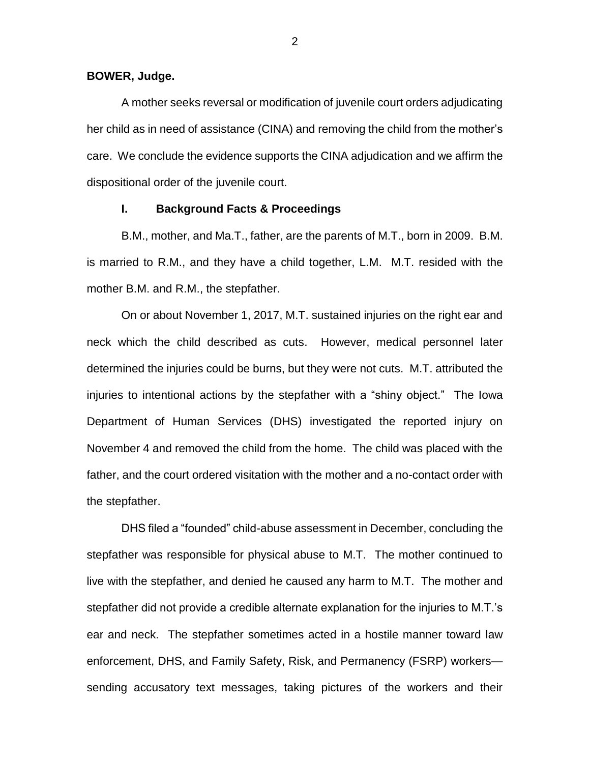**BOWER, Judge.**

A mother seeks reversal or modification of juvenile court orders adjudicating her child as in need of assistance (CINA) and removing the child from the mother's care. We conclude the evidence supports the CINA adjudication and we affirm the dispositional order of the juvenile court.

## I. Background Facts & Proceedings

B.M., mother, and Ma.T., father, are the parents of M.T., born in 2009. B.M. is married to R.M., and they have a child together, L.M. M.T. resided with the mother B.M. and R.M., the stepfather.

On or about November 1, 2017, M.T. sustained injuries on the right ear and neck which the child described as cuts. However, medical personnel later determined the injuries could be burns, but they were not cuts. M.T. attributed the injuries to intentional actions by the stepfather with a "shiny object." The Iowa Department of Human Services (DHS) investigated the reported injury on November 4 and removed the child from the home. The child was placed with the father, and the court ordered visitation with the mother and a no-contact order with the stepfather.

DHS filed a "founded" child-abuse assessment in December, concluding the stepfather was responsible for physical abuse to M.T. The mother continued to live with the stepfather, and denied he caused any harm to M.T. The mother and stepfather did not provide a credible alternate explanation for the injuries to M.T.'s ear and neck. The stepfather sometimes acted in a hostile manner toward law enforcement, DHS, and Family Safety, Risk, and Permanency (FSRP) workers—sending accusatory text messages, taking pictures of the workers and their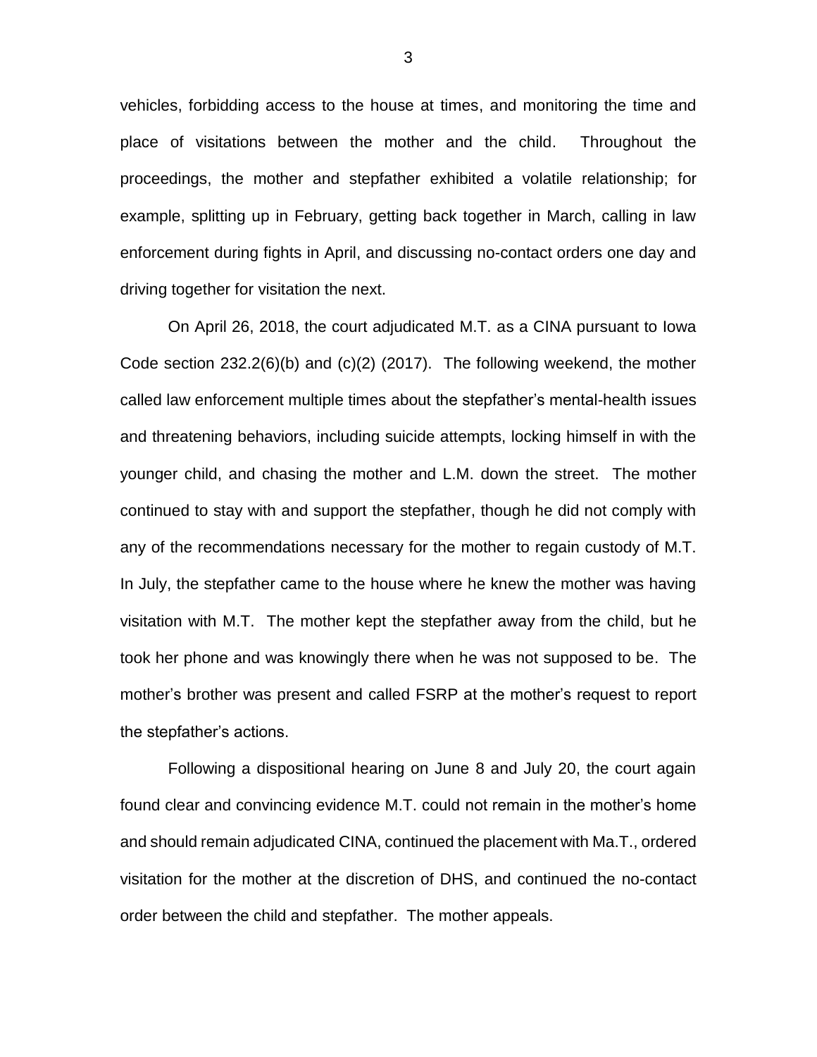vehicles, forbidding access to the house at times, and monitoring the time and place of visitations between the mother and the child. Throughout the proceedings, the mother and stepfather exhibited a volatile relationship; for example, splitting up in February, getting back together in March, calling in law enforcement during fights in April, and discussing no-contact orders one day and driving together for visitation the next.

On April 26, 2018, the court adjudicated M.T. as a CINA pursuant to Iowa Code section 232.2(6)(b) and (c)(2) (2017). The following weekend, the mother called law enforcement multiple times about the stepfather's mental-health issues and threatening behaviors, including suicide attempts, locking himself in with the younger child, and chasing the mother and L.M. down the street. The mother continued to stay with and support the stepfather, though he did not comply with any of the recommendations necessary for the mother to regain custody of M.T. In July, the stepfather came to the house where he knew the mother was having visitation with M.T. The mother kept the stepfather away from the child, but he took her phone and was knowingly there when he was not supposed to be. The mother's brother was present and called FSRP at the mother's request to report the stepfather's actions.

Following a dispositional hearing on June 8 and July 20, the court again found clear and convincing evidence M.T. could not remain in the mother's home and should remain adjudicated CINA, continued the placement with Ma.T., ordered visitation for the mother at the discretion of DHS, and continued the no-contact order between the child and stepfather. The mother appeals.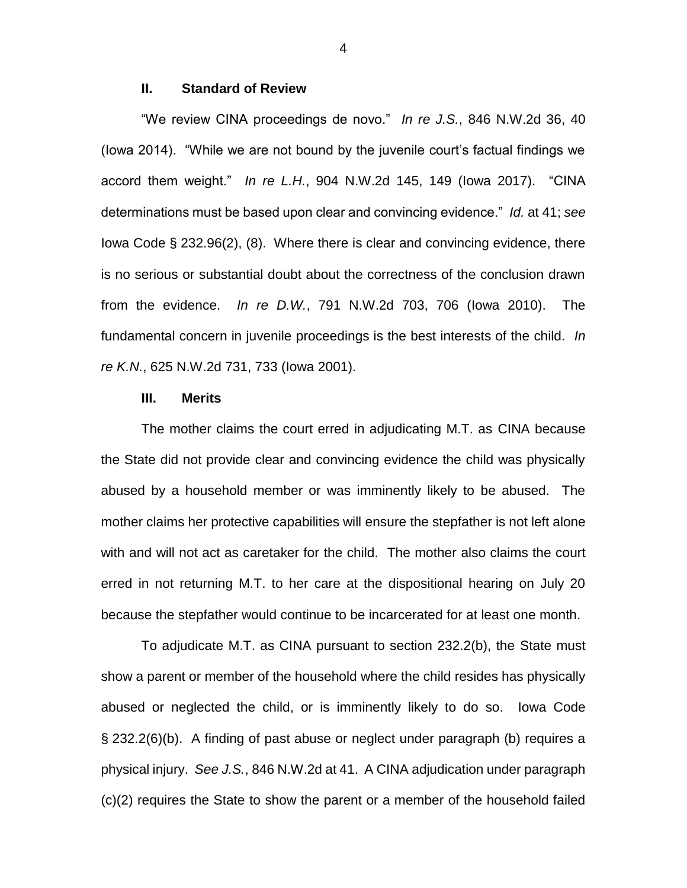## II. Standard of Review

"We review CINA proceedings de novo." *In re J.S.*, 846 N.W.2d 36, 40 (Iowa 2014). "While we are not bound by the juvenile court's factual findings we accord them weight." *In re L.H.*, 904 N.W.2d 145, 149 (Iowa 2017). "CINA determinations must be based upon clear and convincing evidence." *Id.* at 41; *see* Iowa Code § 232.96(2), (8). Where there is clear and convincing evidence, there is no serious or substantial doubt about the correctness of the conclusion drawn from the evidence. *In re D.W.*, 791 N.W.2d 703, 706 (Iowa 2010). The fundamental concern in juvenile proceedings is the best interests of the child. *In re K.N.*, 625 N.W.2d 731, 733 (Iowa 2001).

## III. Merits

The mother claims the court erred in adjudicating M.T. as CINA because the State did not provide clear and convincing evidence the child was physically abused by a household member or was imminently likely to be abused. The mother claims her protective capabilities will ensure the stepfather is not left alone with and will not act as caretaker for the child. The mother also claims the court erred in not returning M.T. to her care at the dispositional hearing on July 20 because the stepfather would continue to be incarcerated for at least one month.

To adjudicate M.T. as CINA pursuant to section 232.2(b), the State must show a parent or member of the household where the child resides has physically abused or neglected the child, or is imminently likely to do so. Iowa Code § 232.2(6)(b). A finding of past abuse or neglect under paragraph (b) requires a physical injury. *See J.S.*, 846 N.W.2d at 41. A CINA adjudication under paragraph (c)(2) requires the State to show the parent or a member of the household failed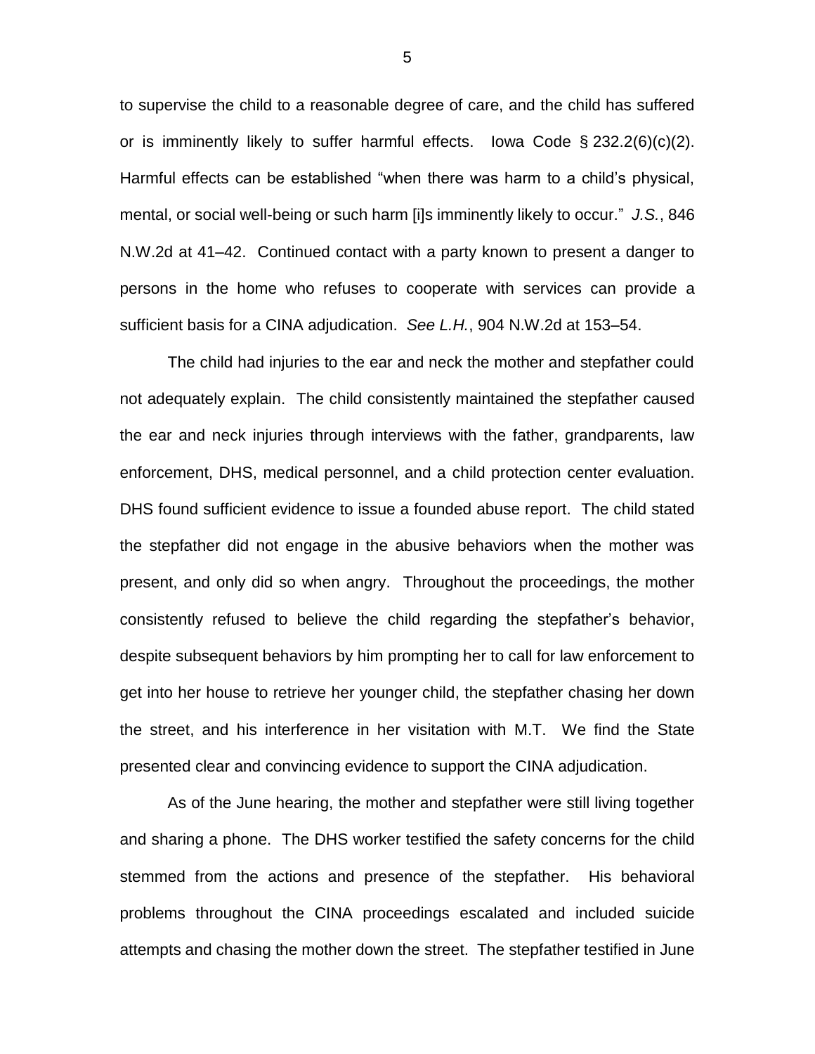to supervise the child to a reasonable degree of care, and the child has suffered or is imminently likely to suffer harmful effects. Iowa Code § 232.2(6)(c)(2). Harmful effects can be established "when there was harm to a child's physical, mental, or social well-being or such harm [i]s imminently likely to occur." *J.S.*, 846 N.W.2d at 41–42. Continued contact with a party known to present a danger to persons in the home who refuses to cooperate with services can provide a sufficient basis for a CINA adjudication. *See L.H.*, 904 N.W.2d at 153–54.

The child had injuries to the ear and neck the mother and stepfather could not adequately explain. The child consistently maintained the stepfather caused the ear and neck injuries through interviews with the father, grandparents, law enforcement, DHS, medical personnel, and a child protection center evaluation. DHS found sufficient evidence to issue a founded abuse report. The child stated the stepfather did not engage in the abusive behaviors when the mother was present, and only did so when angry. Throughout the proceedings, the mother consistently refused to believe the child regarding the stepfather's behavior, despite subsequent behaviors by him prompting her to call for law enforcement to get into her house to retrieve her younger child, the stepfather chasing her down the street, and his interference in her visitation with M.T. We find the State presented clear and convincing evidence to support the CINA adjudication.

As of the June hearing, the mother and stepfather were still living together and sharing a phone. The DHS worker testified the safety concerns for the child stemmed from the actions and presence of the stepfather. His behavioral problems throughout the CINA proceedings escalated and included suicide attempts and chasing the mother down the street. The stepfather testified in June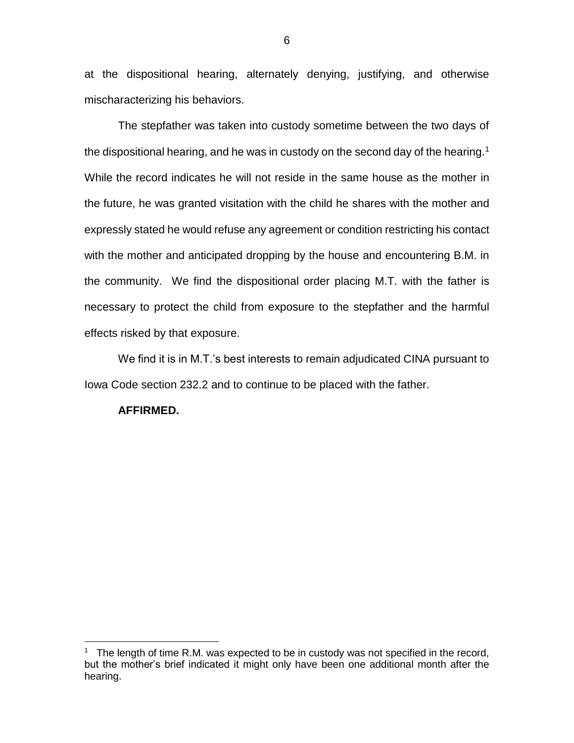at the dispositional hearing, alternately denying, justifying, and otherwise mischaracterizing his behaviors.

The stepfather was taken into custody sometime between the two days of the dispositional hearing, and he was in custody on the second day of the hearing.[1] While the record indicates he will not reside in the same house as the mother in the future, he was granted visitation with the child he shares with the mother and expressly stated he would refuse any agreement or condition restricting his contact with the mother and anticipated dropping by the house and encountering B.M. in the community. We find the dispositional order placing M.T. with the father is necessary to protect the child from exposure to the stepfather and the harmful effects risked by that exposure.

We find it is in M.T.'s best interests to remain adjudicated CINA pursuant to Iowa Code section 232.2 and to continue to be placed with the father.

**AFFIRMED.**

[1] The length of time R.M. was expected to be in custody was not specified in the record, but the mother's brief indicated it might only have been one additional month after the hearing.